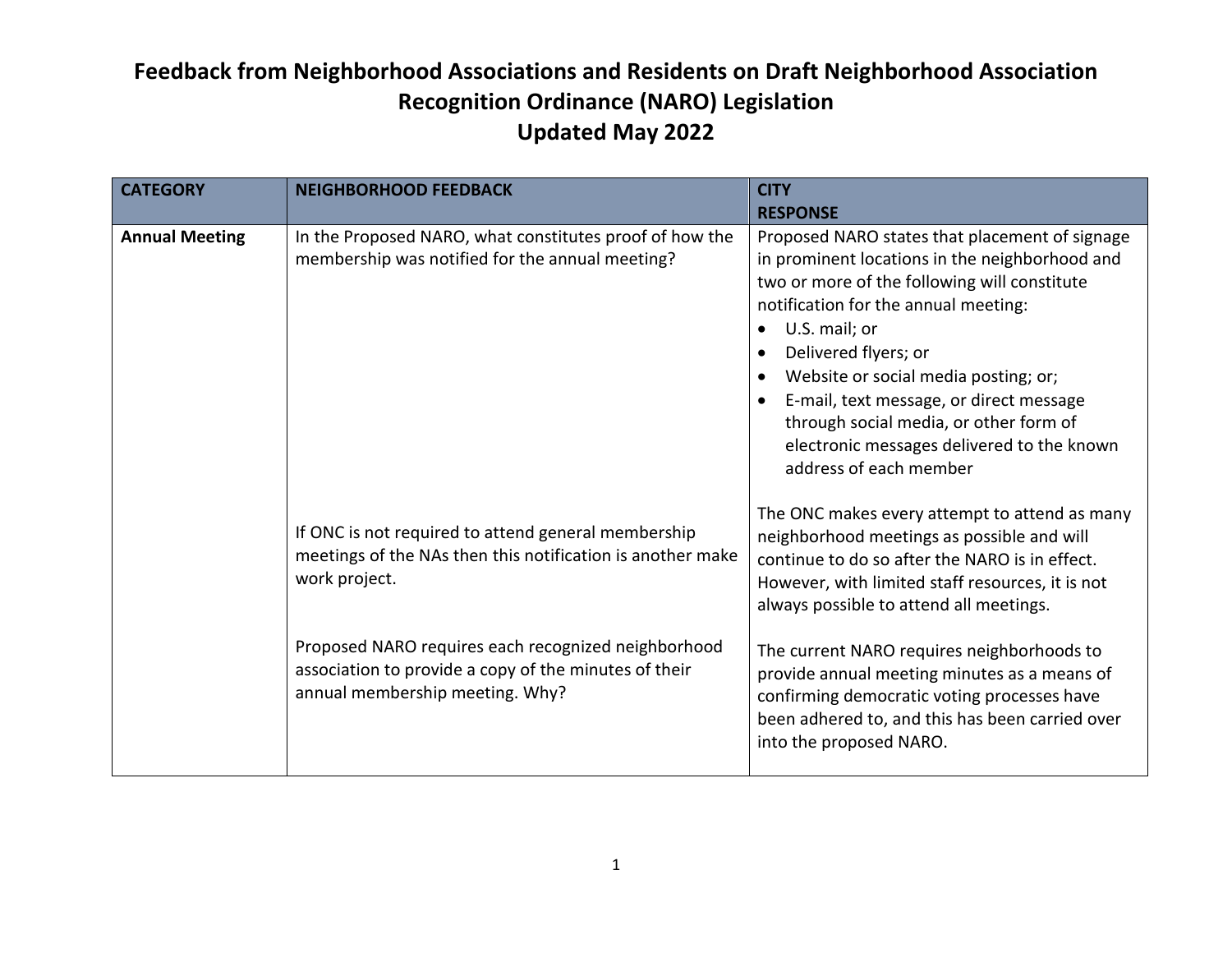# Feedback from Neighborhood Associations and Residents on Draft Neighborhood Association Recognition Ordinance (NARO) Legislation
## Updated May 2022

| CATEGORY | NEIGHBORHOOD FEEDBACK | CITY RESPONSE |
|---|---|---|
| **Annual Meeting** | In the Proposed NARO, what constitutes proof of how the membership was notified for the annual meeting? | Proposed NARO states that placement of signage in prominent locations in the neighborhood and two or more of the following will constitute notification for the annual meeting:<br>• U.S. mail; or<br>• Delivered flyers; or<br>• Website or social media posting; or;<br>• E-mail, text message, or direct message through social media, or other form of electronic messages delivered to the known address of each member |
| | If ONC is not required to attend general membership meetings of the NAs then this notification is another make work project. | The ONC makes every attempt to attend as many neighborhood meetings as possible and will continue to do so after the NARO is in effect. However, with limited staff resources, it is not always possible to attend all meetings. |
| | Proposed NARO requires each recognized neighborhood association to provide a copy of the minutes of their annual membership meeting. Why? | The current NARO requires neighborhoods to provide annual meeting minutes as a means of confirming democratic voting processes have been adhered to, and this has been carried over into the proposed NARO. |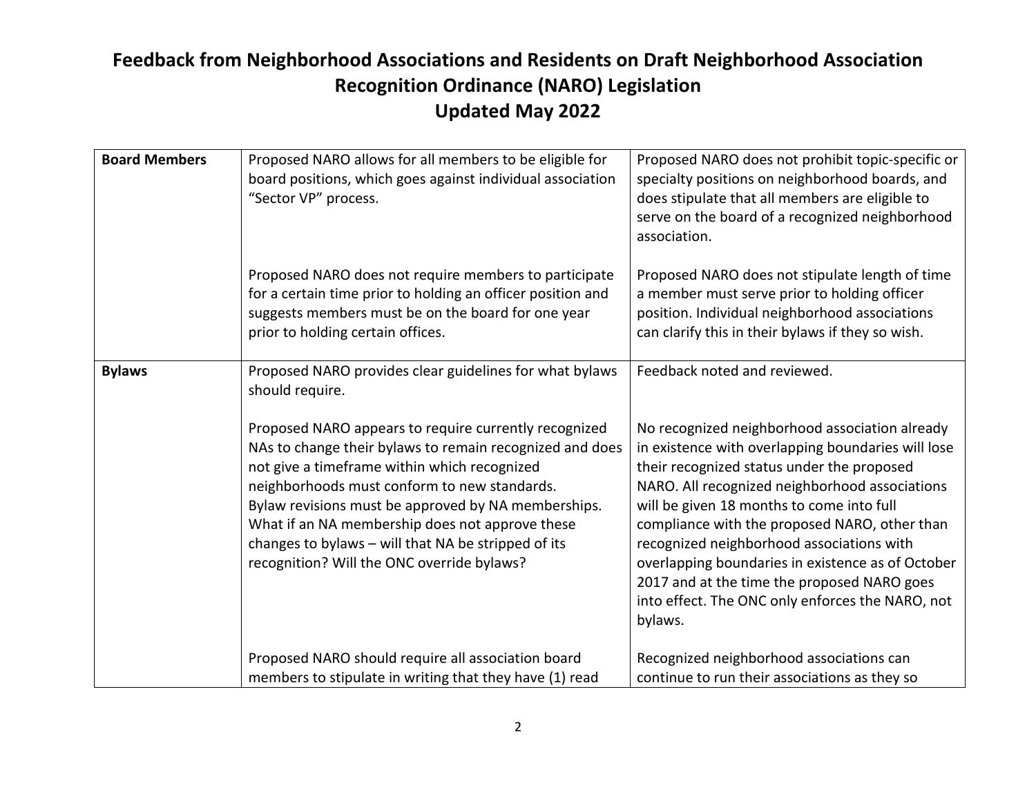# Feedback from Neighborhood Associations and Residents on Draft Neighborhood Association Recognition Ordinance (NARO) Legislation

## Updated May 2022

| | | |
|---|---|---|
| **Board Members** | Proposed NARO allows for all members to be eligible for board positions, which goes against individual association "Sector VP" process. | Proposed NARO does not prohibit topic-specific or specialty positions on neighborhood boards, and does stipulate that all members are eligible to serve on the board of a recognized neighborhood association. |
| | Proposed NARO does not require members to participate for a certain time prior to holding an officer position and suggests members must be on the board for one year prior to holding certain offices. | Proposed NARO does not stipulate length of time a member must serve prior to holding officer position. Individual neighborhood associations can clarify this in their bylaws if they so wish. |
| **Bylaws** | Proposed NARO provides clear guidelines for what bylaws should require. | Feedback noted and reviewed. |
| | Proposed NARO appears to require currently recognized NAs to change their bylaws to remain recognized and does not give a timeframe within which recognized neighborhoods must conform to new standards. Bylaw revisions must be approved by NA memberships. What if an NA membership does not approve these changes to bylaws – will that NA be stripped of its recognition? Will the ONC override bylaws? | No recognized neighborhood association already in existence with overlapping boundaries will lose their recognized status under the proposed NARO. All recognized neighborhood associations will be given 18 months to come into full compliance with the proposed NARO, other than recognized neighborhood associations with overlapping boundaries in existence as of October 2017 and at the time the proposed NARO goes into effect. The ONC only enforces the NARO, not bylaws. |
| | Proposed NARO should require all association board members to stipulate in writing that they have (1) read | Recognized neighborhood associations can continue to run their associations as they so |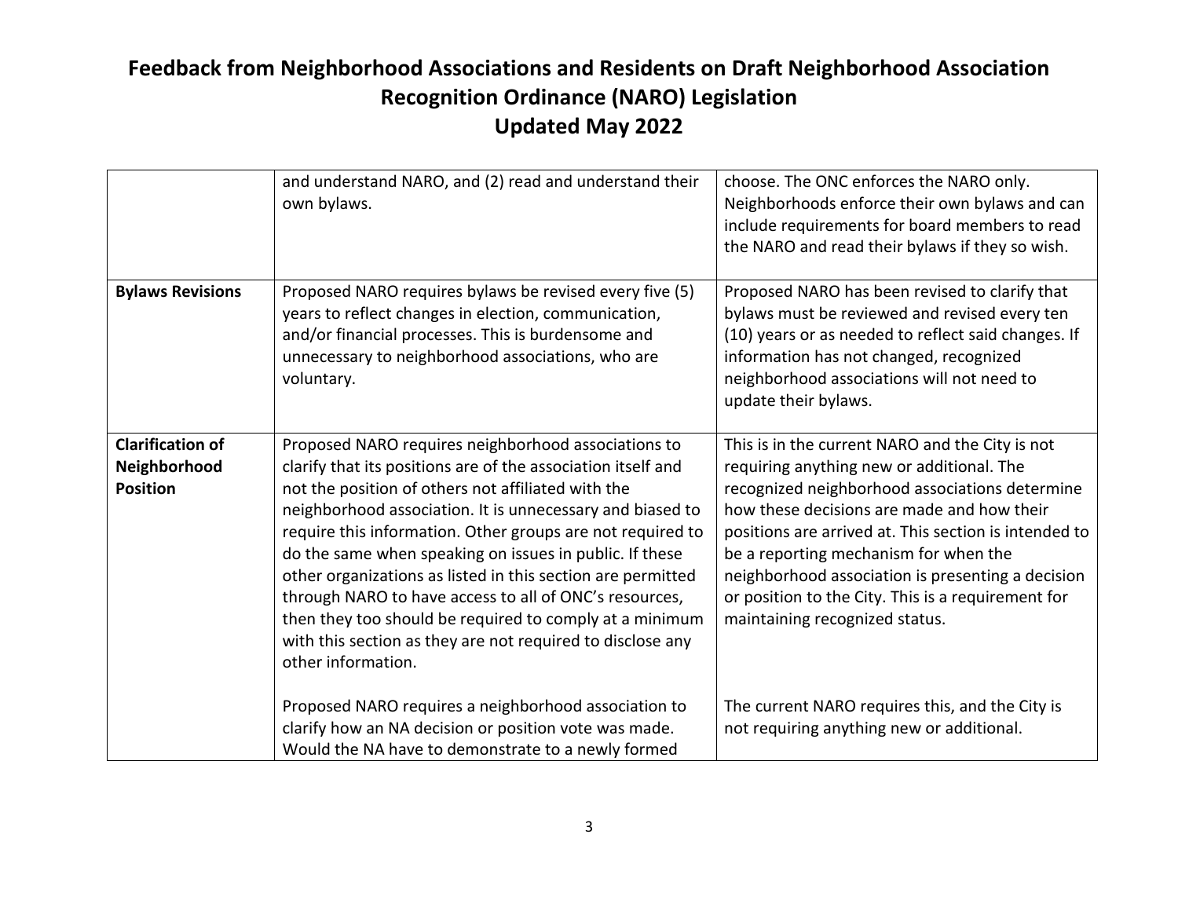# Feedback from Neighborhood Associations and Residents on Draft Neighborhood Association Recognition Ordinance (NARO) Legislation
## Updated May 2022

| | | |
|---|---|---|
| | and understand NARO, and (2) read and understand their own bylaws. | choose. The ONC enforces the NARO only. Neighborhoods enforce their own bylaws and can include requirements for board members to read the NARO and read their bylaws if they so wish. |
| **Bylaws Revisions** | Proposed NARO requires bylaws be revised every five (5) years to reflect changes in election, communication, and/or financial processes. This is burdensome and unnecessary to neighborhood associations, who are voluntary. | Proposed NARO has been revised to clarify that bylaws must be reviewed and revised every ten (10) years or as needed to reflect said changes. If information has not changed, recognized neighborhood associations will not need to update their bylaws. |
| **Clarification of Neighborhood Position** | Proposed NARO requires neighborhood associations to clarify that its positions are of the association itself and not the position of others not affiliated with the neighborhood association. It is unnecessary and biased to require this information. Other groups are not required to do the same when speaking on issues in public. If these other organizations as listed in this section are permitted through NARO to have access to all of ONC's resources, then they too should be required to comply at a minimum with this section as they are not required to disclose any other information.<br><br>Proposed NARO requires a neighborhood association to clarify how an NA decision or position vote was made. Would the NA have to demonstrate to a newly formed | This is in the current NARO and the City is not requiring anything new or additional. The recognized neighborhood associations determine how these decisions are made and how their positions are arrived at. This section is intended to be a reporting mechanism for when the neighborhood association is presenting a decision or position to the City. This is a requirement for maintaining recognized status.<br><br>The current NARO requires this, and the City is not requiring anything new or additional. |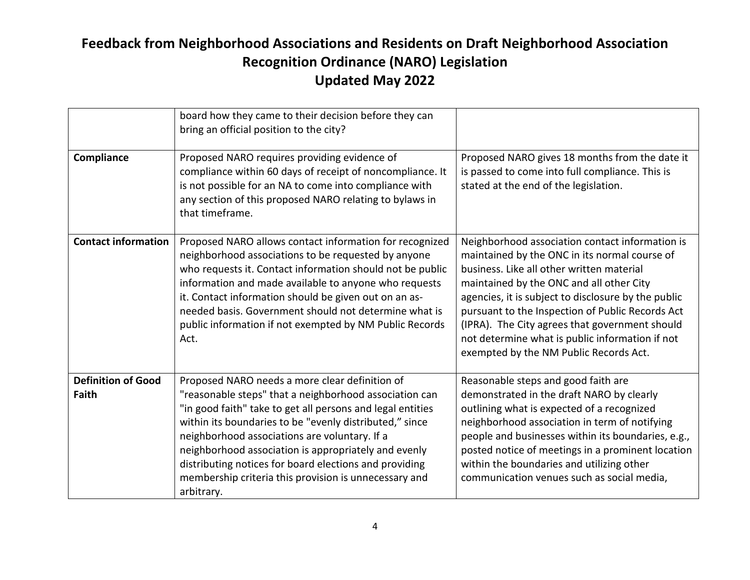# Feedback from Neighborhood Associations and Residents on Draft Neighborhood Association Recognition Ordinance (NARO) Legislation
## Updated May 2022

| | | |
|---|---|---|
| | board how they came to their decision before they can bring an official position to the city? | |
| **Compliance** | Proposed NARO requires providing evidence of compliance within 60 days of receipt of noncompliance. It is not possible for an NA to come into compliance with any section of this proposed NARO relating to bylaws in that timeframe. | Proposed NARO gives 18 months from the date it is passed to come into full compliance. This is stated at the end of the legislation. |
| **Contact information** | Proposed NARO allows contact information for recognized neighborhood associations to be requested by anyone who requests it. Contact information should not be public information and made available to anyone who requests it. Contact information should be given out on an as-needed basis. Government should not determine what is public information if not exempted by NM Public Records Act. | Neighborhood association contact information is maintained by the ONC in its normal course of business. Like all other written material maintained by the ONC and all other City agencies, it is subject to disclosure by the public pursuant to the Inspection of Public Records Act (IPRA). The City agrees that government should not determine what is public information if not exempted by the NM Public Records Act. |
| **Definition of Good Faith** | Proposed NARO needs a more clear definition of "reasonable steps" that a neighborhood association can "in good faith" take to get all persons and legal entities within its boundaries to be "evenly distributed," since neighborhood associations are voluntary. If a neighborhood association is appropriately and evenly distributing notices for board elections and providing membership criteria this provision is unnecessary and arbitrary. | Reasonable steps and good faith are demonstrated in the draft NARO by clearly outlining what is expected of a recognized neighborhood association in term of notifying people and businesses within its boundaries, e.g., posted notice of meetings in a prominent location within the boundaries and utilizing other communication venues such as social media, |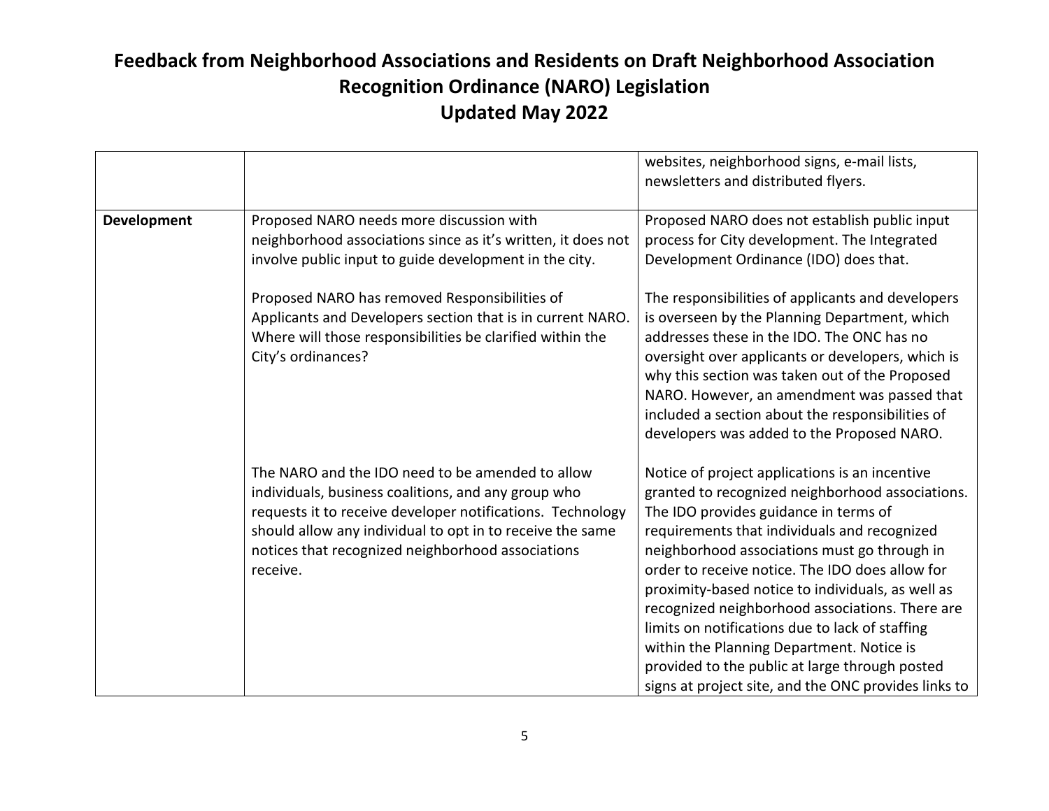# Feedback from Neighborhood Associations and Residents on Draft Neighborhood Association Recognition Ordinance (NARO) Legislation

## Updated May 2022

| | | |
|---|---|---|
| | | websites, neighborhood signs, e-mail lists, newsletters and distributed flyers. |
| **Development** | Proposed NARO needs more discussion with neighborhood associations since as it's written, it does not involve public input to guide development in the city. | Proposed NARO does not establish public input process for City development. The Integrated Development Ordinance (IDO) does that. |
| | Proposed NARO has removed Responsibilities of Applicants and Developers section that is in current NARO. Where will those responsibilities be clarified within the City's ordinances? | The responsibilities of applicants and developers is overseen by the Planning Department, which addresses these in the IDO. The ONC has no oversight over applicants or developers, which is why this section was taken out of the Proposed NARO. However, an amendment was passed that included a section about the responsibilities of developers was added to the Proposed NARO. |
| | The NARO and the IDO need to be amended to allow individuals, business coalitions, and any group who requests it to receive developer notifications. Technology should allow any individual to opt in to receive the same notices that recognized neighborhood associations receive. | Notice of project applications is an incentive granted to recognized neighborhood associations. The IDO provides guidance in terms of requirements that individuals and recognized neighborhood associations must go through in order to receive notice. The IDO does allow for proximity-based notice to individuals, as well as recognized neighborhood associations. There are limits on notifications due to lack of staffing within the Planning Department. Notice is provided to the public at large through posted signs at project site, and the ONC provides links to |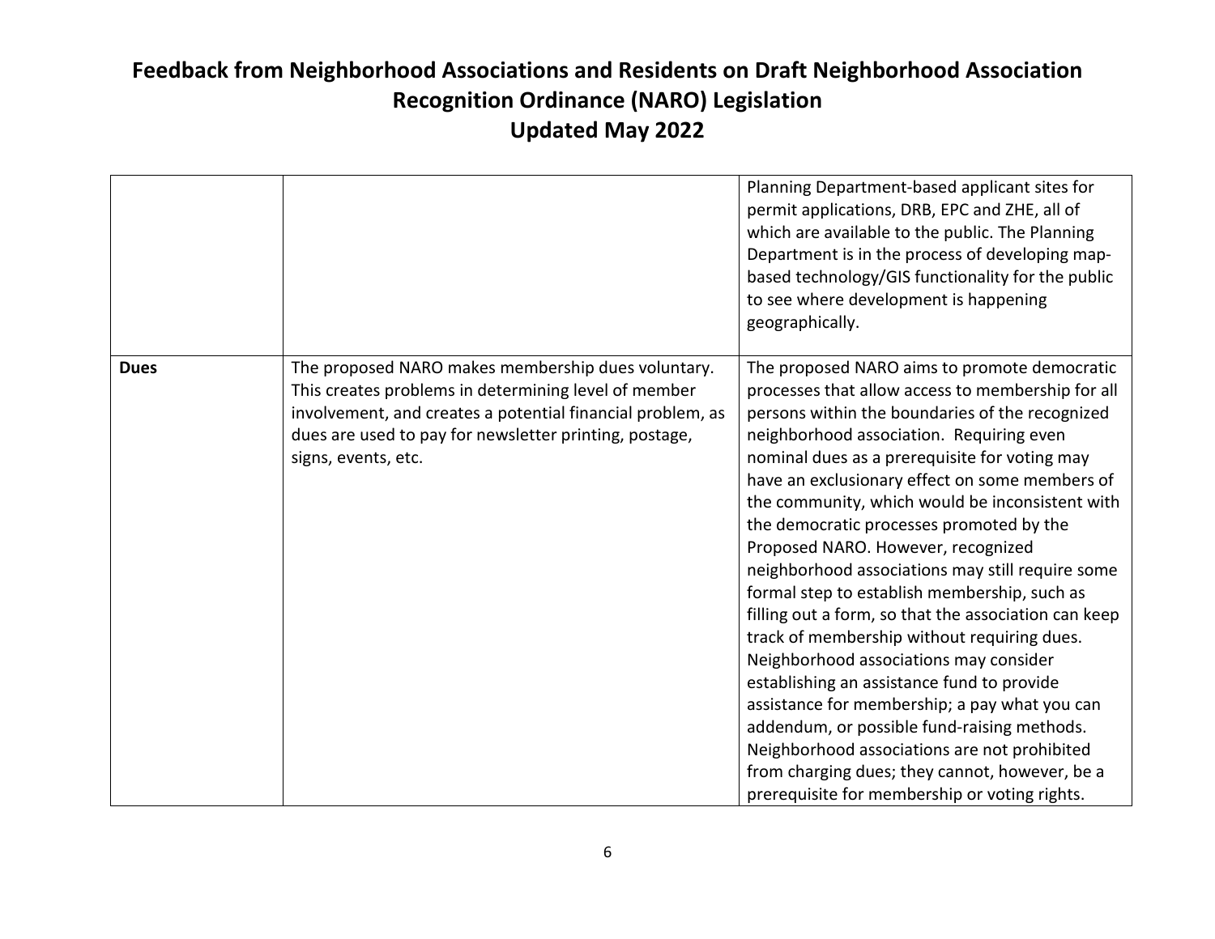# Feedback from Neighborhood Associations and Residents on Draft Neighborhood Association Recognition Ordinance (NARO) Legislation

## Updated May 2022

| | | |
|---|---|---|
| | | Planning Department-based applicant sites for permit applications, DRB, EPC and ZHE, all of which are available to the public. The Planning Department is in the process of developing map-based technology/GIS functionality for the public to see where development is happening geographically. |
| **Dues** | The proposed NARO makes membership dues voluntary. This creates problems in determining level of member involvement, and creates a potential financial problem, as dues are used to pay for newsletter printing, postage, signs, events, etc. | The proposed NARO aims to promote democratic processes that allow access to membership for all persons within the boundaries of the recognized neighborhood association. Requiring even nominal dues as a prerequisite for voting may have an exclusionary effect on some members of the community, which would be inconsistent with the democratic processes promoted by the Proposed NARO. However, recognized neighborhood associations may still require some formal step to establish membership, such as filling out a form, so that the association can keep track of membership without requiring dues. Neighborhood associations may consider establishing an assistance fund to provide assistance for membership; a pay what you can addendum, or possible fund-raising methods. Neighborhood associations are not prohibited from charging dues; they cannot, however, be a prerequisite for membership or voting rights. |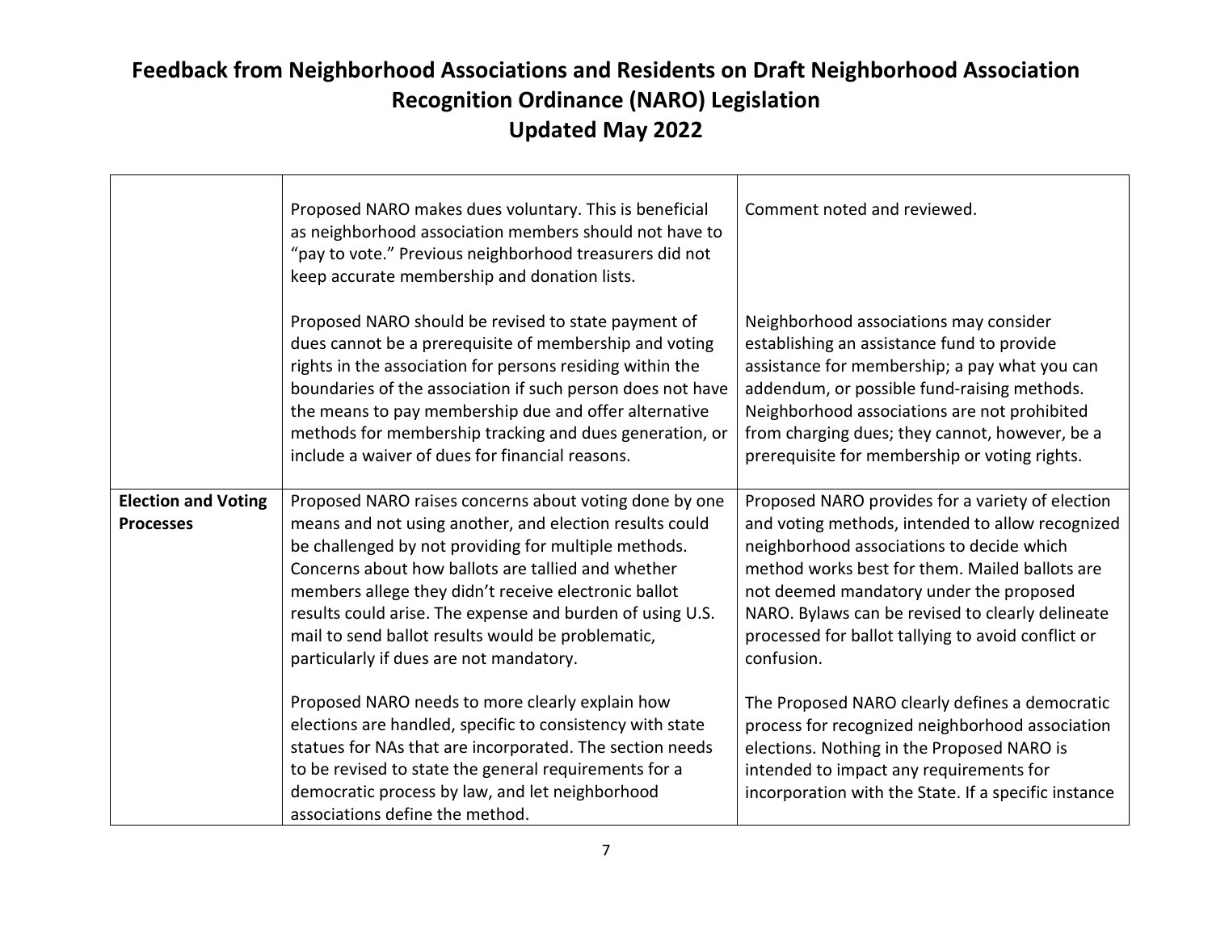# Feedback from Neighborhood Associations and Residents on Draft Neighborhood Association Recognition Ordinance (NARO) Legislation

## Updated May 2022

| | | |
|---|---|---|
| | Proposed NARO makes dues voluntary. This is beneficial as neighborhood association members should not have to "pay to vote." Previous neighborhood treasurers did not keep accurate membership and donation lists.<br><br>Proposed NARO should be revised to state payment of dues cannot be a prerequisite of membership and voting rights in the association for persons residing within the boundaries of the association if such person does not have the means to pay membership due and offer alternative methods for membership tracking and dues generation, or include a waiver of dues for financial reasons. | Comment noted and reviewed.<br><br>Neighborhood associations may consider establishing an assistance fund to provide assistance for membership; a pay what you can addendum, or possible fund-raising methods. Neighborhood associations are not prohibited from charging dues; they cannot, however, be a prerequisite for membership or voting rights. |
| **Election and Voting Processes** | Proposed NARO raises concerns about voting done by one means and not using another, and election results could be challenged by not providing for multiple methods. Concerns about how ballots are tallied and whether members allege they didn't receive electronic ballot results could arise. The expense and burden of using U.S. mail to send ballot results would be problematic, particularly if dues are not mandatory.<br><br>Proposed NARO needs to more clearly explain how elections are handled, specific to consistency with state statues for NAs that are incorporated. The section needs to be revised to state the general requirements for a democratic process by law, and let neighborhood associations define the method. | Proposed NARO provides for a variety of election and voting methods, intended to allow recognized neighborhood associations to decide which method works best for them. Mailed ballots are not deemed mandatory under the proposed NARO. Bylaws can be revised to clearly delineate processed for ballot tallying to avoid conflict or confusion.<br><br>The Proposed NARO clearly defines a democratic process for recognized neighborhood association elections. Nothing in the Proposed NARO is intended to impact any requirements for incorporation with the State. If a specific instance |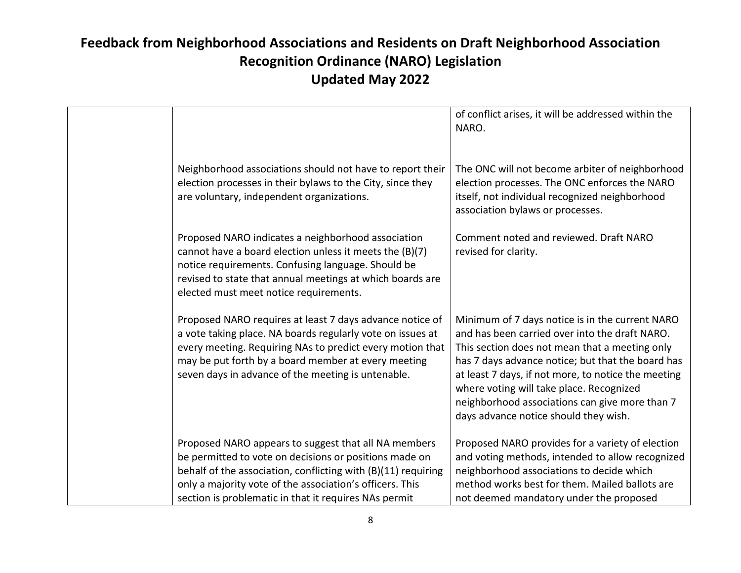# Feedback from Neighborhood Associations and Residents on Draft Neighborhood Association Recognition Ordinance (NARO) Legislation
# Updated May 2022

| | | |
|---|---|---|
| | | of conflict arises, it will be addressed within the NARO. |
| | Neighborhood associations should not have to report their election processes in their bylaws to the City, since they are voluntary, independent organizations. | The ONC will not become arbiter of neighborhood election processes. The ONC enforces the NARO itself, not individual recognized neighborhood association bylaws or processes. |
| | Proposed NARO indicates a neighborhood association cannot have a board election unless it meets the (B)(7) notice requirements. Confusing language. Should be revised to state that annual meetings at which boards are elected must meet notice requirements. | Comment noted and reviewed. Draft NARO revised for clarity. |
| | Proposed NARO requires at least 7 days advance notice of a vote taking place. NA boards regularly vote on issues at every meeting. Requiring NAs to predict every motion that may be put forth by a board member at every meeting seven days in advance of the meeting is untenable. | Minimum of 7 days notice is in the current NARO and has been carried over into the draft NARO. This section does not mean that a meeting only has 7 days advance notice; but that the board has at least 7 days, if not more, to notice the meeting where voting will take place. Recognized neighborhood associations can give more than 7 days advance notice should they wish. |
| | Proposed NARO appears to suggest that all NA members be permitted to vote on decisions or positions made on behalf of the association, conflicting with (B)(11) requiring only a majority vote of the association's officers. This section is problematic in that it requires NAs permit | Proposed NARO provides for a variety of election and voting methods, intended to allow recognized neighborhood associations to decide which method works best for them. Mailed ballots are not deemed mandatory under the proposed |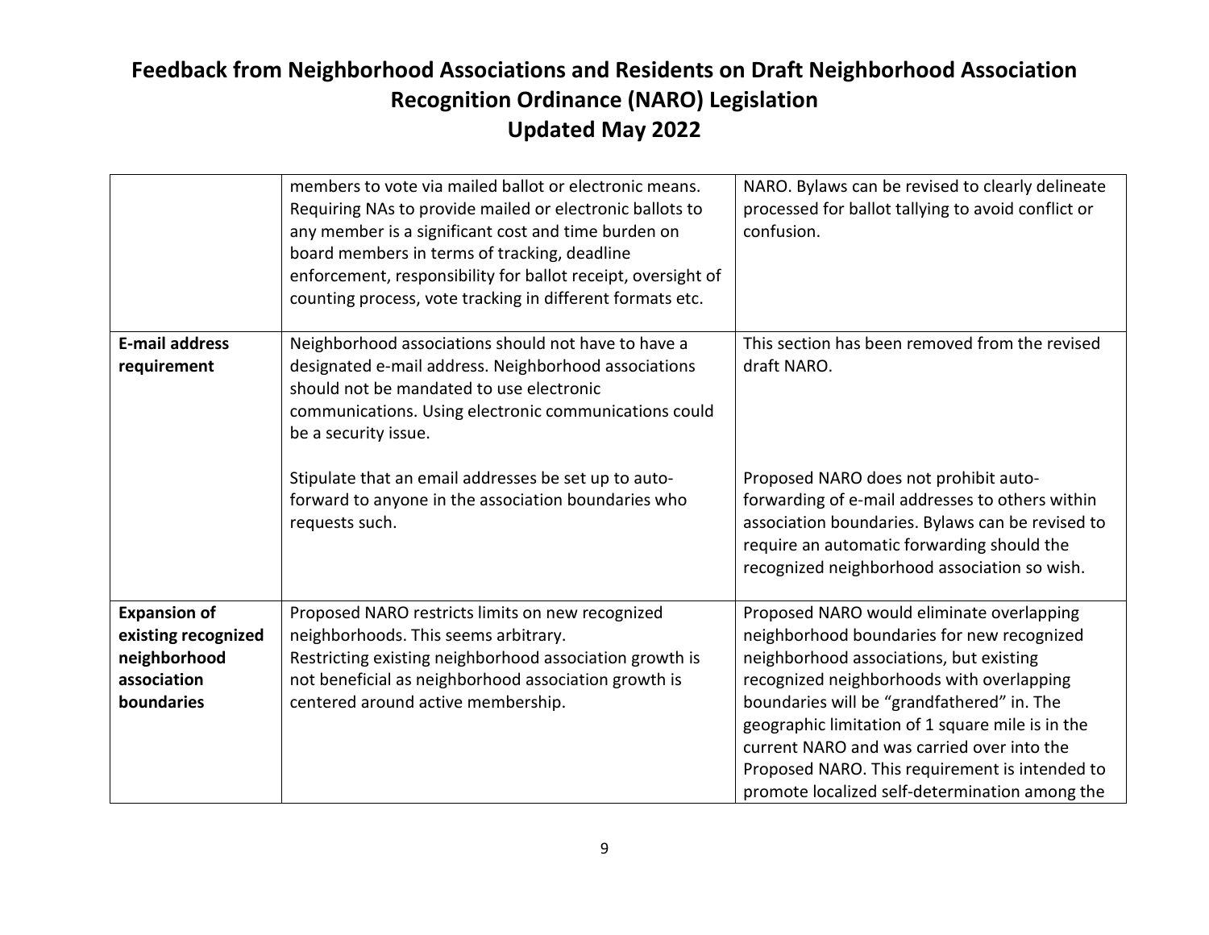# Feedback from Neighborhood Associations and Residents on Draft Neighborhood Association Recognition Ordinance (NARO) Legislation

## Updated May 2022

| | | |
|---|---|---|
| | members to vote via mailed ballot or electronic means. Requiring NAs to provide mailed or electronic ballots to any member is a significant cost and time burden on board members in terms of tracking, deadline enforcement, responsibility for ballot receipt, oversight of counting process, vote tracking in different formats etc. | NARO. Bylaws can be revised to clearly delineate processed for ballot tallying to avoid conflict or confusion. |
| **E-mail address requirement** | Neighborhood associations should not have to have a designated e-mail address. Neighborhood associations should not be mandated to use electronic communications. Using electronic communications could be a security issue.<br><br>Stipulate that an email addresses be set up to auto-forward to anyone in the association boundaries who requests such. | This section has been removed from the revised draft NARO.<br><br>Proposed NARO does not prohibit auto-forwarding of e-mail addresses to others within association boundaries. Bylaws can be revised to require an automatic forwarding should the recognized neighborhood association so wish. |
| **Expansion of existing recognized neighborhood association boundaries** | Proposed NARO restricts limits on new recognized neighborhoods. This seems arbitrary.<br>Restricting existing neighborhood association growth is not beneficial as neighborhood association growth is centered around active membership. | Proposed NARO would eliminate overlapping neighborhood boundaries for new recognized neighborhood associations, but existing recognized neighborhoods with overlapping boundaries will be "grandfathered" in. The geographic limitation of 1 square mile is in the current NARO and was carried over into the Proposed NARO. This requirement is intended to promote localized self-determination among the |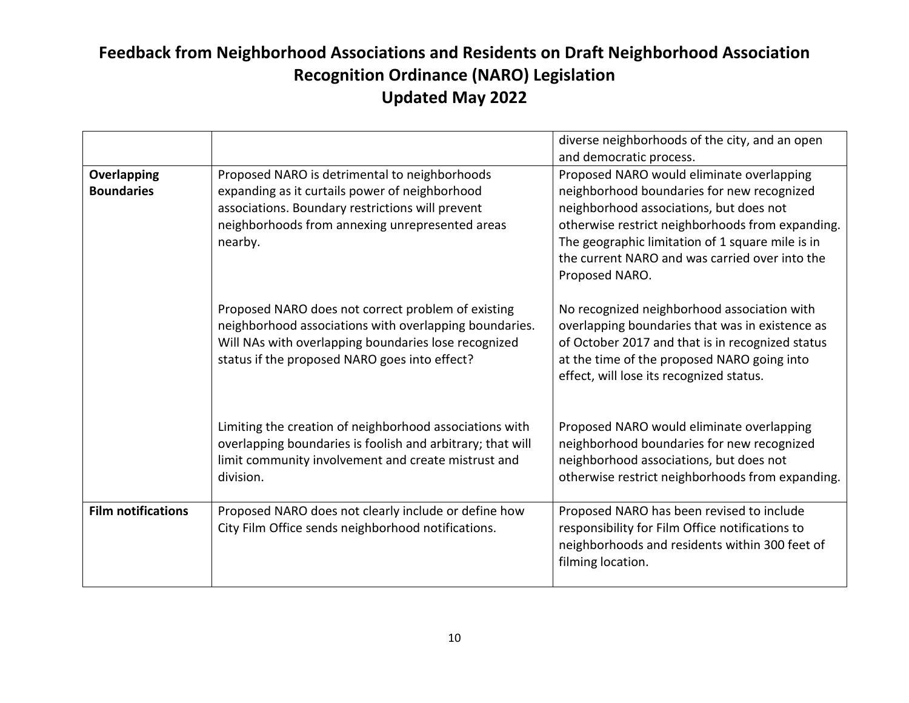# Feedback from Neighborhood Associations and Residents on Draft Neighborhood Association Recognition Ordinance (NARO) Legislation
## Updated May 2022

| | | |
|---|---|---|
| | | diverse neighborhoods of the city, and an open and democratic process. |
| **Overlapping Boundaries** | Proposed NARO is detrimental to neighborhoods expanding as it curtails power of neighborhood associations. Boundary restrictions will prevent neighborhoods from annexing unrepresented areas nearby. | Proposed NARO would eliminate overlapping neighborhood boundaries for new recognized neighborhood associations, but does not otherwise restrict neighborhoods from expanding. The geographic limitation of 1 square mile is in the current NARO and was carried over into the Proposed NARO. |
| | Proposed NARO does not correct problem of existing neighborhood associations with overlapping boundaries. Will NAs with overlapping boundaries lose recognized status if the proposed NARO goes into effect? | No recognized neighborhood association with overlapping boundaries that was in existence as of October 2017 and that is in recognized status at the time of the proposed NARO going into effect, will lose its recognized status. |
| | Limiting the creation of neighborhood associations with overlapping boundaries is foolish and arbitrary; that will limit community involvement and create mistrust and division. | Proposed NARO would eliminate overlapping neighborhood boundaries for new recognized neighborhood associations, but does not otherwise restrict neighborhoods from expanding. |
| **Film notifications** | Proposed NARO does not clearly include or define how City Film Office sends neighborhood notifications. | Proposed NARO has been revised to include responsibility for Film Office notifications to neighborhoods and residents within 300 feet of filming location. |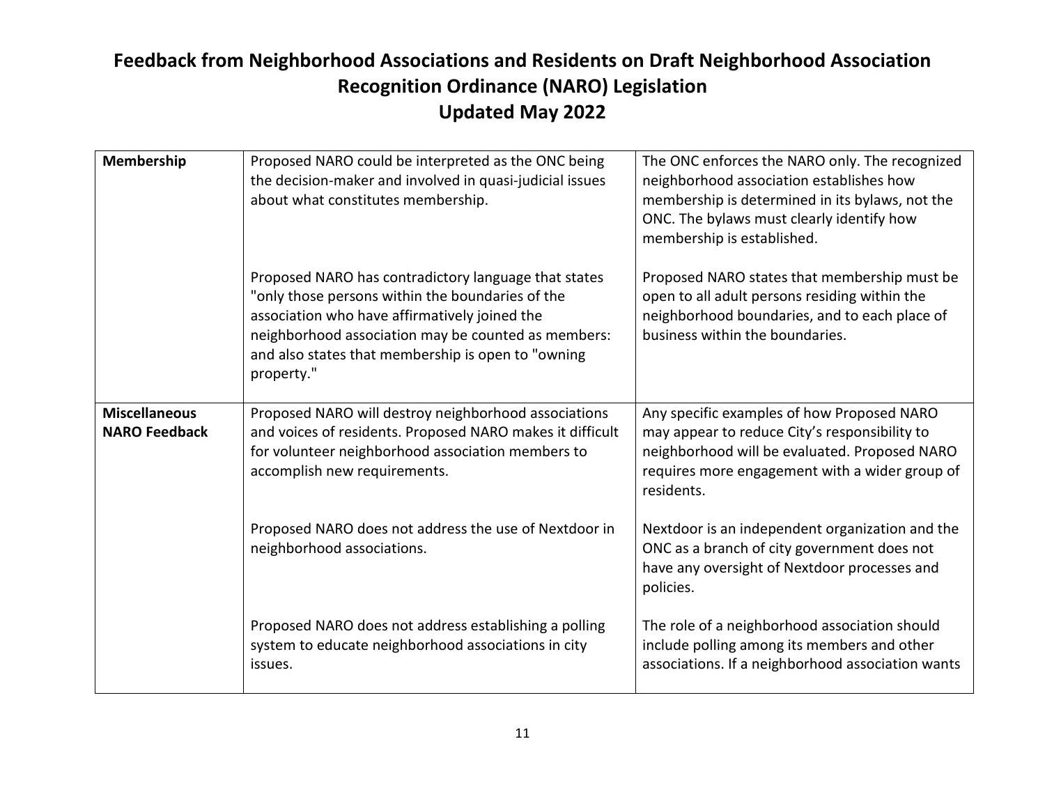# Feedback from Neighborhood Associations and Residents on Draft Neighborhood Association Recognition Ordinance (NARO) Legislation
# Updated May 2022

| | | |
|---|---|---|
| **Membership** | Proposed NARO could be interpreted as the ONC being the decision-maker and involved in quasi-judicial issues about what constitutes membership. | The ONC enforces the NARO only. The recognized neighborhood association establishes how membership is determined in its bylaws, not the ONC. The bylaws must clearly identify how membership is established. |
| | Proposed NARO has contradictory language that states "only those persons within the boundaries of the association who have affirmatively joined the neighborhood association may be counted as members: and also states that membership is open to "owning property." | Proposed NARO states that membership must be open to all adult persons residing within the neighborhood boundaries, and to each place of business within the boundaries. |
| **Miscellaneous NARO Feedback** | Proposed NARO will destroy neighborhood associations and voices of residents. Proposed NARO makes it difficult for volunteer neighborhood association members to accomplish new requirements. | Any specific examples of how Proposed NARO may appear to reduce City's responsibility to neighborhood will be evaluated. Proposed NARO requires more engagement with a wider group of residents. |
| | Proposed NARO does not address the use of Nextdoor in neighborhood associations. | Nextdoor is an independent organization and the ONC as a branch of city government does not have any oversight of Nextdoor processes and policies. |
| | Proposed NARO does not address establishing a polling system to educate neighborhood associations in city issues. | The role of a neighborhood association should include polling among its members and other associations. If a neighborhood association wants |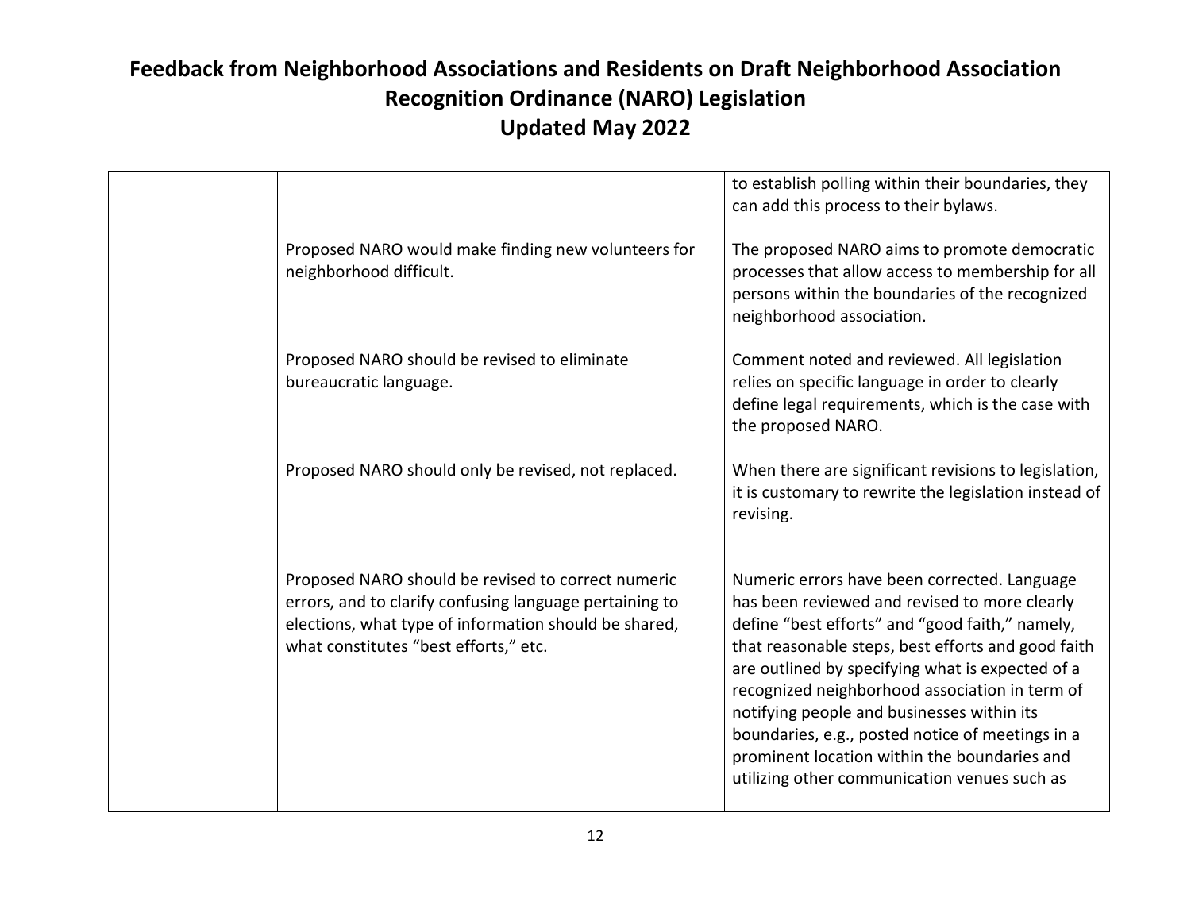# Feedback from Neighborhood Associations and Residents on Draft Neighborhood Association Recognition Ordinance (NARO) Legislation

## Updated May 2022

| | | |
|---|---|---|
| | | to establish polling within their boundaries, they can add this process to their bylaws. |
| | Proposed NARO would make finding new volunteers for neighborhood difficult. | The proposed NARO aims to promote democratic processes that allow access to membership for all persons within the boundaries of the recognized neighborhood association. |
| | Proposed NARO should be revised to eliminate bureaucratic language. | Comment noted and reviewed. All legislation relies on specific language in order to clearly define legal requirements, which is the case with the proposed NARO. |
| | Proposed NARO should only be revised, not replaced. | When there are significant revisions to legislation, it is customary to rewrite the legislation instead of revising. |
| | Proposed NARO should be revised to correct numeric errors, and to clarify confusing language pertaining to elections, what type of information should be shared, what constitutes "best efforts," etc. | Numeric errors have been corrected. Language has been reviewed and revised to more clearly define "best efforts" and "good faith," namely, that reasonable steps, best efforts and good faith are outlined by specifying what is expected of a recognized neighborhood association in term of notifying people and businesses within its boundaries, e.g., posted notice of meetings in a prominent location within the boundaries and utilizing other communication venues such as |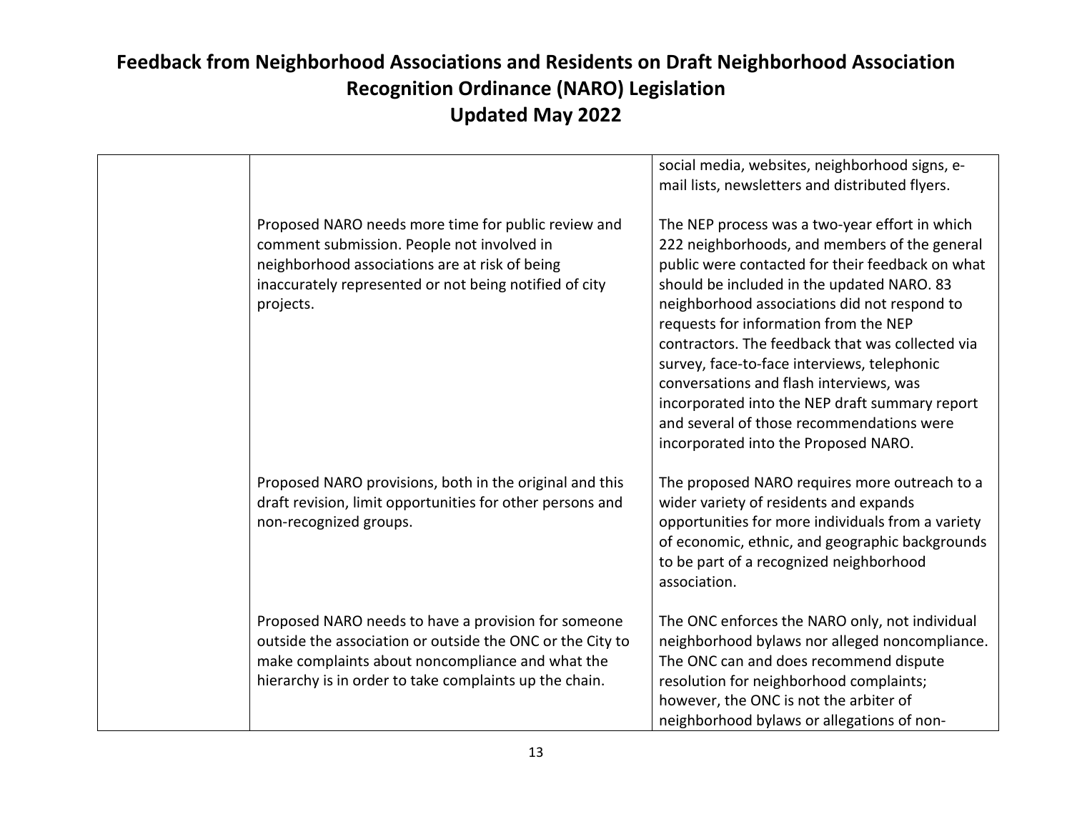# Feedback from Neighborhood Associations and Residents on Draft Neighborhood Association Recognition Ordinance (NARO) Legislation
# Updated May 2022

| | | |
|---|---|---|
| | | social media, websites, neighborhood signs, e-mail lists, newsletters and distributed flyers. |
| | Proposed NARO needs more time for public review and comment submission. People not involved in neighborhood associations are at risk of being inaccurately represented or not being notified of city projects. | The NEP process was a two-year effort in which 222 neighborhoods, and members of the general public were contacted for their feedback on what should be included in the updated NARO. 83 neighborhood associations did not respond to requests for information from the NEP contractors. The feedback that was collected via survey, face-to-face interviews, telephonic conversations and flash interviews, was incorporated into the NEP draft summary report and several of those recommendations were incorporated into the Proposed NARO. |
| | Proposed NARO provisions, both in the original and this draft revision, limit opportunities for other persons and non-recognized groups. | The proposed NARO requires more outreach to a wider variety of residents and expands opportunities for more individuals from a variety of economic, ethnic, and geographic backgrounds to be part of a recognized neighborhood association. |
| | Proposed NARO needs to have a provision for someone outside the association or outside the ONC or the City to make complaints about noncompliance and what the hierarchy is in order to take complaints up the chain. | The ONC enforces the NARO only, not individual neighborhood bylaws nor alleged noncompliance. The ONC can and does recommend dispute resolution for neighborhood complaints; however, the ONC is not the arbiter of neighborhood bylaws or allegations of non- |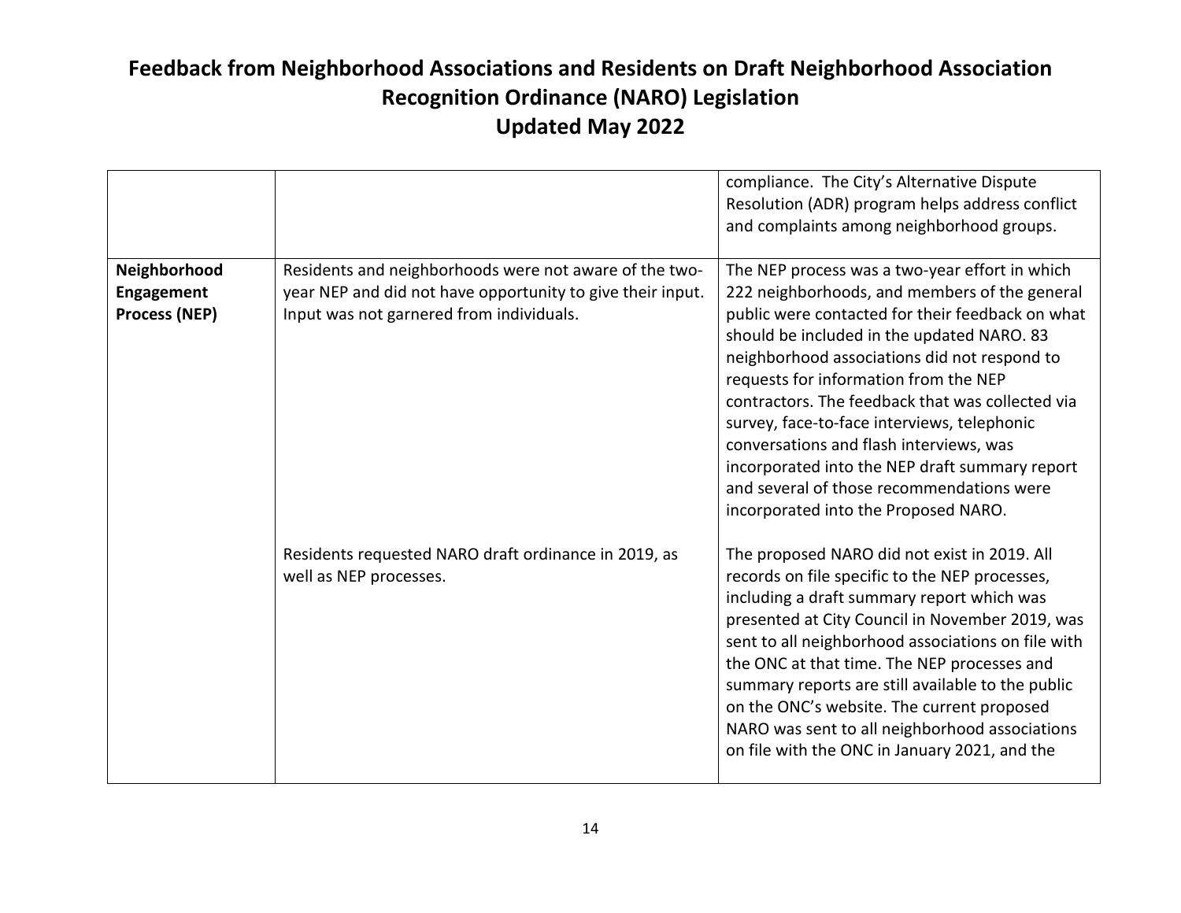# Feedback from Neighborhood Associations and Residents on Draft Neighborhood Association Recognition Ordinance (NARO) Legislation

## Updated May 2022

| | | |
|---|---|---|
| | | compliance. The City's Alternative Dispute Resolution (ADR) program helps address conflict and complaints among neighborhood groups. |
| **Neighborhood Engagement Process (NEP)** | Residents and neighborhoods were not aware of the two-year NEP and did not have opportunity to give their input. Input was not garnered from individuals. | The NEP process was a two-year effort in which 222 neighborhoods, and members of the general public were contacted for their feedback on what should be included in the updated NARO. 83 neighborhood associations did not respond to requests for information from the NEP contractors. The feedback that was collected via survey, face-to-face interviews, telephonic conversations and flash interviews, was incorporated into the NEP draft summary report and several of those recommendations were incorporated into the Proposed NARO. |
| | Residents requested NARO draft ordinance in 2019, as well as NEP processes. | The proposed NARO did not exist in 2019. All records on file specific to the NEP processes, including a draft summary report which was presented at City Council in November 2019, was sent to all neighborhood associations on file with the ONC at that time. The NEP processes and summary reports are still available to the public on the ONC's website. The current proposed NARO was sent to all neighborhood associations on file with the ONC in January 2021, and the |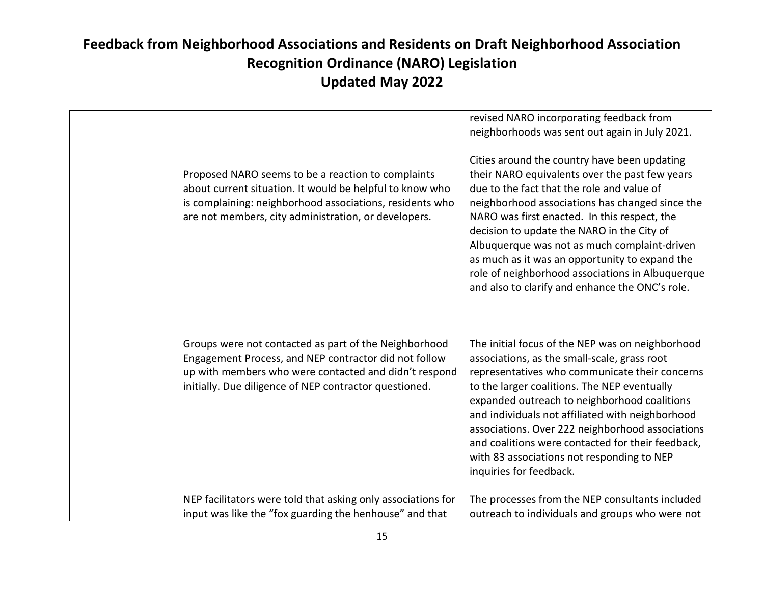# Feedback from Neighborhood Associations and Residents on Draft Neighborhood Association Recognition Ordinance (NARO) Legislation
# Updated May 2022

| | | |
|---|---|---|
| | | revised NARO incorporating feedback from neighborhoods was sent out again in July 2021. |
| | Proposed NARO seems to be a reaction to complaints about current situation. It would be helpful to know who is complaining: neighborhood associations, residents who are not members, city administration, or developers. | Cities around the country have been updating their NARO equivalents over the past few years due to the fact that the role and value of neighborhood associations has changed since the NARO was first enacted. In this respect, the decision to update the NARO in the City of Albuquerque was not as much complaint-driven as much as it was an opportunity to expand the role of neighborhood associations in Albuquerque and also to clarify and enhance the ONC's role. |
| | Groups were not contacted as part of the Neighborhood Engagement Process, and NEP contractor did not follow up with members who were contacted and didn't respond initially. Due diligence of NEP contractor questioned. | The initial focus of the NEP was on neighborhood associations, as the small-scale, grass root representatives who communicate their concerns to the larger coalitions. The NEP eventually expanded outreach to neighborhood coalitions and individuals not affiliated with neighborhood associations. Over 222 neighborhood associations and coalitions were contacted for their feedback, with 83 associations not responding to NEP inquiries for feedback. |
| | NEP facilitators were told that asking only associations for input was like the "fox guarding the henhouse" and that | The processes from the NEP consultants included outreach to individuals and groups who were not |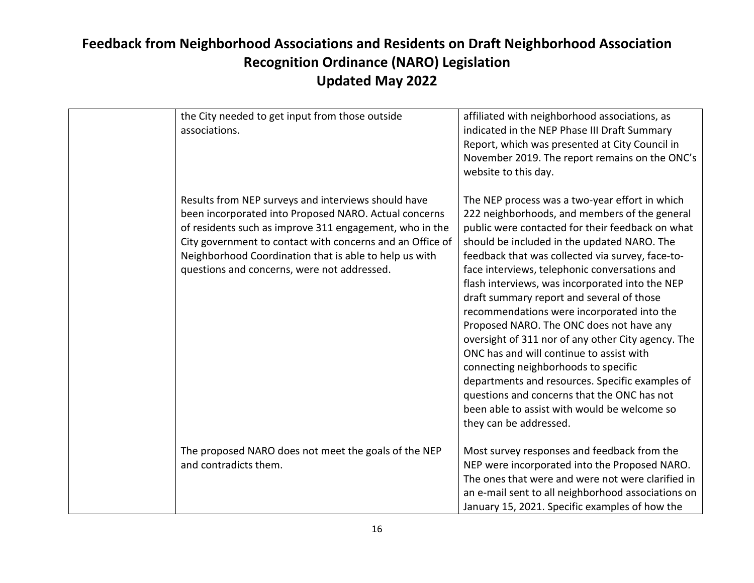# Feedback from Neighborhood Associations and Residents on Draft Neighborhood Association Recognition Ordinance (NARO) Legislation

## Updated May 2022

| | | |
|---|---|---|
| | the City needed to get input from those outside associations. | affiliated with neighborhood associations, as indicated in the NEP Phase III Draft Summary Report, which was presented at City Council in November 2019. The report remains on the ONC's website to this day. |
| | Results from NEP surveys and interviews should have been incorporated into Proposed NARO. Actual concerns of residents such as improve 311 engagement, who in the City government to contact with concerns and an Office of Neighborhood Coordination that is able to help us with questions and concerns, were not addressed. | The NEP process was a two-year effort in which 222 neighborhoods, and members of the general public were contacted for their feedback on what should be included in the updated NARO. The feedback that was collected via survey, face-to-face interviews, telephonic conversations and flash interviews, was incorporated into the NEP draft summary report and several of those recommendations were incorporated into the Proposed NARO. The ONC does not have any oversight of 311 nor of any other City agency. The ONC has and will continue to assist with connecting neighborhoods to specific departments and resources. Specific examples of questions and concerns that the ONC has not been able to assist with would be welcome so they can be addressed. |
| | The proposed NARO does not meet the goals of the NEP and contradicts them. | Most survey responses and feedback from the NEP were incorporated into the Proposed NARO. The ones that were and were not were clarified in an e-mail sent to all neighborhood associations on January 15, 2021. Specific examples of how the |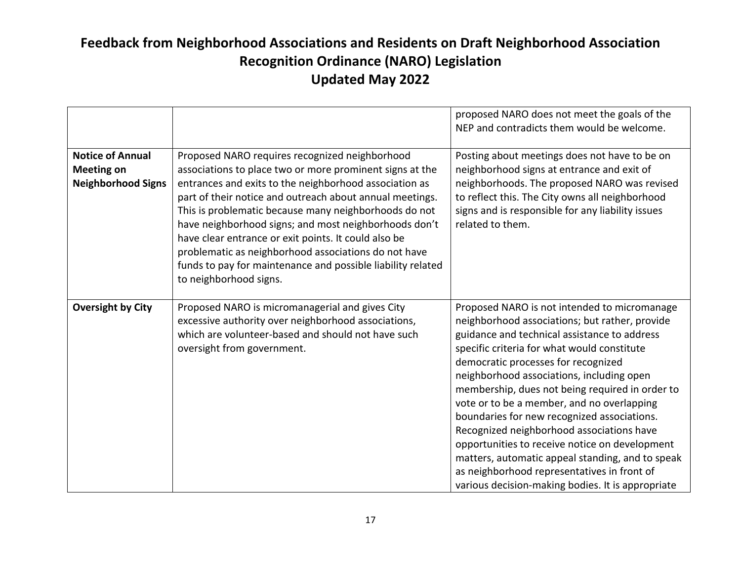# Feedback from Neighborhood Associations and Residents on Draft Neighborhood Association Recognition Ordinance (NARO) Legislation Updated May 2022

| | | |
|---|---|---|
| | | proposed NARO does not meet the goals of the NEP and contradicts them would be welcome. |
| **Notice of Annual Meeting on Neighborhood Signs** | Proposed NARO requires recognized neighborhood associations to place two or more prominent signs at the entrances and exits to the neighborhood association as part of their notice and outreach about annual meetings. This is problematic because many neighborhoods do not have neighborhood signs; and most neighborhoods don't have clear entrance or exit points. It could also be problematic as neighborhood associations do not have funds to pay for maintenance and possible liability related to neighborhood signs. | Posting about meetings does not have to be on neighborhood signs at entrance and exit of neighborhoods. The proposed NARO was revised to reflect this. The City owns all neighborhood signs and is responsible for any liability issues related to them. |
| **Oversight by City** | Proposed NARO is micromanagerial and gives City excessive authority over neighborhood associations, which are volunteer-based and should not have such oversight from government. | Proposed NARO is not intended to micromanage neighborhood associations; but rather, provide guidance and technical assistance to address specific criteria for what would constitute democratic processes for recognized neighborhood associations, including open membership, dues not being required in order to vote or to be a member, and no overlapping boundaries for new recognized associations. Recognized neighborhood associations have opportunities to receive notice on development matters, automatic appeal standing, and to speak as neighborhood representatives in front of various decision-making bodies. It is appropriate |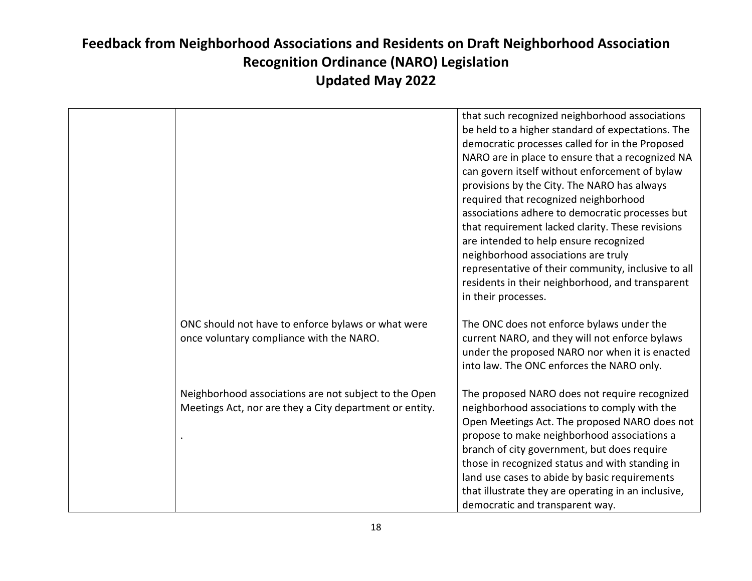# Feedback from Neighborhood Associations and Residents on Draft Neighborhood Association Recognition Ordinance (NARO) Legislation
# Updated May 2022

| | | |
|---|---|---|
| | | that such recognized neighborhood associations be held to a higher standard of expectations. The democratic processes called for in the Proposed NARO are in place to ensure that a recognized NA can govern itself without enforcement of bylaw provisions by the City. The NARO has always required that recognized neighborhood associations adhere to democratic processes but that requirement lacked clarity. These revisions are intended to help ensure recognized neighborhood associations are truly representative of their community, inclusive to all residents in their neighborhood, and transparent in their processes. |
| | ONC should not have to enforce bylaws or what were once voluntary compliance with the NARO. | The ONC does not enforce bylaws under the current NARO, and they will not enforce bylaws under the proposed NARO nor when it is enacted into law. The ONC enforces the NARO only. |
| | Neighborhood associations are not subject to the Open Meetings Act, nor are they a City department or entity.<br><br>. | The proposed NARO does not require recognized neighborhood associations to comply with the Open Meetings Act. The proposed NARO does not propose to make neighborhood associations a branch of city government, but does require those in recognized status and with standing in land use cases to abide by basic requirements that illustrate they are operating in an inclusive, democratic and transparent way. |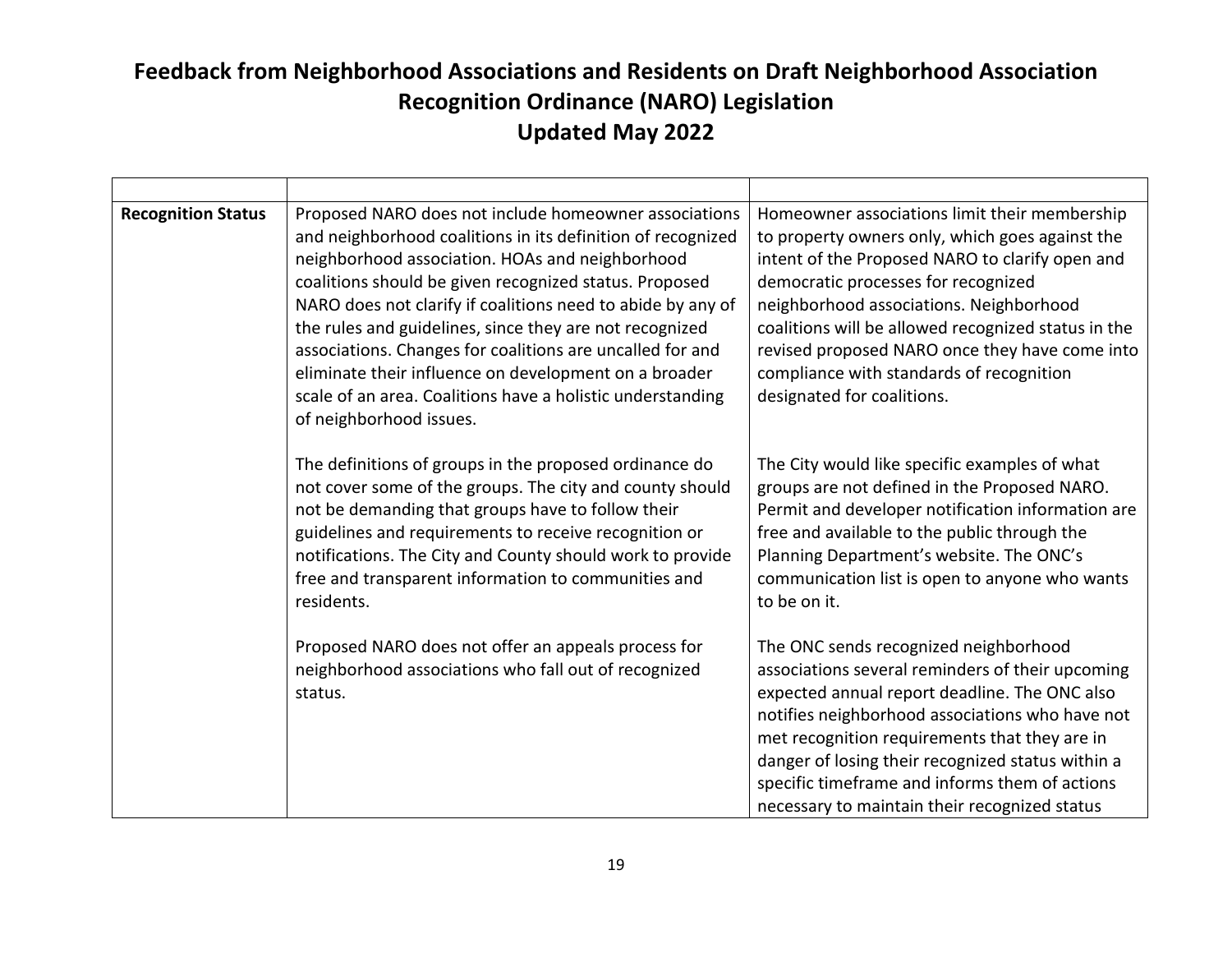# Feedback from Neighborhood Associations and Residents on Draft Neighborhood Association Recognition Ordinance (NARO) Legislation
# Updated May 2022

| | | |
|---|---|---|
| **Recognition Status** | Proposed NARO does not include homeowner associations and neighborhood coalitions in its definition of recognized neighborhood association. HOAs and neighborhood coalitions should be given recognized status. Proposed NARO does not clarify if coalitions need to abide by any of the rules and guidelines, since they are not recognized associations. Changes for coalitions are uncalled for and eliminate their influence on development on a broader scale of an area. Coalitions have a holistic understanding of neighborhood issues. | Homeowner associations limit their membership to property owners only, which goes against the intent of the Proposed NARO to clarify open and democratic processes for recognized neighborhood associations. Neighborhood coalitions will be allowed recognized status in the revised proposed NARO once they have come into compliance with standards of recognition designated for coalitions. |
| | The definitions of groups in the proposed ordinance do not cover some of the groups. The city and county should not be demanding that groups have to follow their guidelines and requirements to receive recognition or notifications. The City and County should work to provide free and transparent information to communities and residents. | The City would like specific examples of what groups are not defined in the Proposed NARO. Permit and developer notification information are free and available to the public through the Planning Department's website. The ONC's communication list is open to anyone who wants to be on it. |
| | Proposed NARO does not offer an appeals process for neighborhood associations who fall out of recognized status. | The ONC sends recognized neighborhood associations several reminders of their upcoming expected annual report deadline. The ONC also notifies neighborhood associations who have not met recognition requirements that they are in danger of losing their recognized status within a specific timeframe and informs them of actions necessary to maintain their recognized status |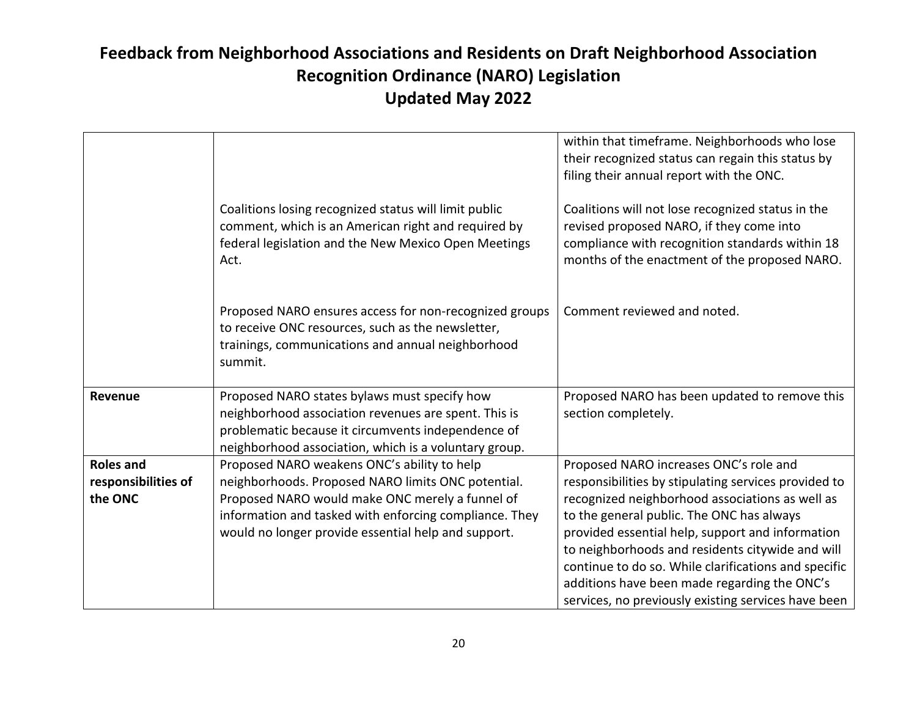# Feedback from Neighborhood Associations and Residents on Draft Neighborhood Association Recognition Ordinance (NARO) Legislation
## Updated May 2022

| | | |
|---|---|---|
| | | within that timeframe. Neighborhoods who lose their recognized status can regain this status by filing their annual report with the ONC. |
| | Coalitions losing recognized status will limit public comment, which is an American right and required by federal legislation and the New Mexico Open Meetings Act. | Coalitions will not lose recognized status in the revised proposed NARO, if they come into compliance with recognition standards within 18 months of the enactment of the proposed NARO. |
| | Proposed NARO ensures access for non-recognized groups to receive ONC resources, such as the newsletter, trainings, communications and annual neighborhood summit. | Comment reviewed and noted. |
| **Revenue** | Proposed NARO states bylaws must specify how neighborhood association revenues are spent. This is problematic because it circumvents independence of neighborhood association, which is a voluntary group. | Proposed NARO has been updated to remove this section completely. |
| **Roles and responsibilities of the ONC** | Proposed NARO weakens ONC's ability to help neighborhoods. Proposed NARO limits ONC potential. Proposed NARO would make ONC merely a funnel of information and tasked with enforcing compliance. They would no longer provide essential help and support. | Proposed NARO increases ONC's role and responsibilities by stipulating services provided to recognized neighborhood associations as well as to the general public. The ONC has always provided essential help, support and information to neighborhoods and residents citywide and will continue to do so. While clarifications and specific additions have been made regarding the ONC's services, no previously existing services have been |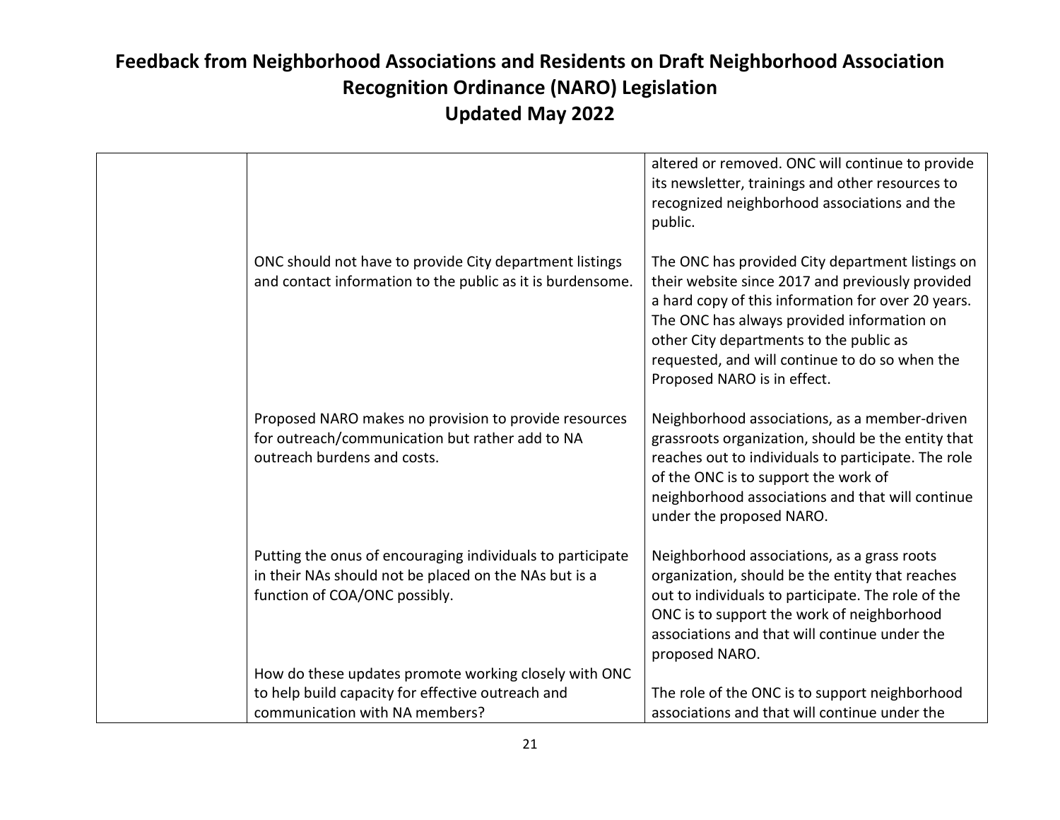# Feedback from Neighborhood Associations and Residents on Draft Neighborhood Association Recognition Ordinance (NARO) Legislation

## Updated May 2022

| | | |
|---|---|---|
| | | altered or removed. ONC will continue to provide its newsletter, trainings and other resources to recognized neighborhood associations and the public. |
| | ONC should not have to provide City department listings and contact information to the public as it is burdensome. | The ONC has provided City department listings on their website since 2017 and previously provided a hard copy of this information for over 20 years. The ONC has always provided information on other City departments to the public as requested, and will continue to do so when the Proposed NARO is in effect. |
| | Proposed NARO makes no provision to provide resources for outreach/communication but rather add to NA outreach burdens and costs. | Neighborhood associations, as a member-driven grassroots organization, should be the entity that reaches out to individuals to participate. The role of the ONC is to support the work of neighborhood associations and that will continue under the proposed NARO. |
| | Putting the onus of encouraging individuals to participate in their NAs should not be placed on the NAs but is a function of COA/ONC possibly. | Neighborhood associations, as a grass roots organization, should be the entity that reaches out to individuals to participate. The role of the ONC is to support the work of neighborhood associations and that will continue under the proposed NARO. |
| | How do these updates promote working closely with ONC to help build capacity for effective outreach and communication with NA members? | The role of the ONC is to support neighborhood associations and that will continue under the |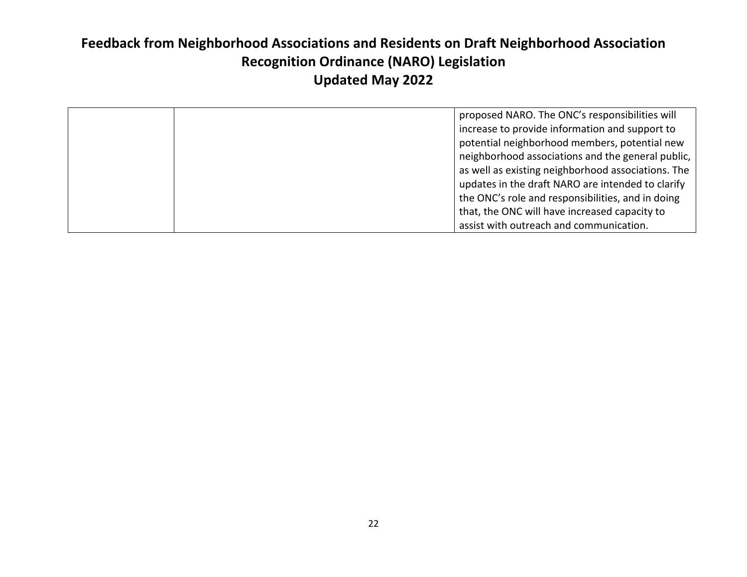# Feedback from Neighborhood Associations and Residents on Draft Neighborhood Association Recognition Ordinance (NARO) Legislation

# Updated May 2022

| | | |
|---|---|---|
| | | proposed NARO. The ONC's responsibilities will increase to provide information and support to potential neighborhood members, potential new neighborhood associations and the general public, as well as existing neighborhood associations. The updates in the draft NARO are intended to clarify the ONC's role and responsibilities, and in doing that, the ONC will have increased capacity to assist with outreach and communication. |